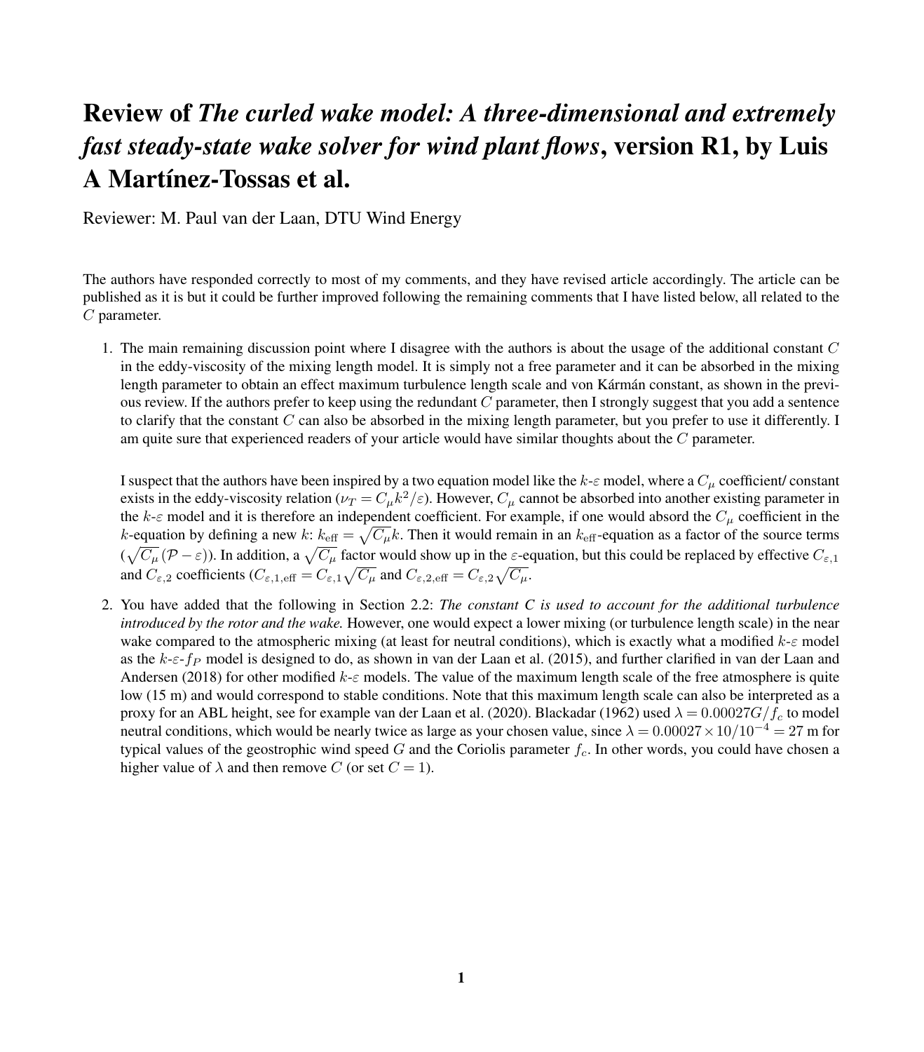# Review of *The curled wake model: A three-dimensional and extremely fast steady-state wake solver for wind plant flows*, version R1, by Luis A Martínez-Tossas et al.

Reviewer: M. Paul van der Laan, DTU Wind Energy

The authors have responded correctly to most of my comments, and they have revised article accordingly. The article can be published as it is but it could be further improved following the remaining comments that I have listed below, all related to the $C$ parameter.

1. The main remaining discussion point where I disagree with the authors is about the usage of the additional constant $C$ in the eddy-viscosity of the mixing length model. It is simply not a free parameter and it can be absorbed in the mixing length parameter to obtain an effect maximum turbulence length scale and von Kármán constant, as shown in the previous review. If the authors prefer to keep using the redundant $C$ parameter, then I strongly suggest that you add a sentence to clarify that the constant $C$ can also be absorbed in the mixing length parameter, but you prefer to use it differently. I am quite sure that experienced readers of your article would have similar thoughts about the $C$ parameter.

   I suspect that the authors have been inspired by a two equation model like the $k$-$\varepsilon$ model, where a $C_\mu$ coefficient/ constant exists in the eddy-viscosity relation ($\nu_T = C_\mu k^2/\varepsilon$). However, $C_\mu$ cannot be absorbed into another existing parameter in the $k$-$\varepsilon$ model and it is therefore an independent coefficient. For example, if one would absorb the $C_\mu$ coefficient in the $k$-equation by defining a new $k$: $k_{\rm eff} = \sqrt{C_\mu}k$. Then it would remain in an $k_{\rm eff}$-equation as a factor of the source terms ($\sqrt{C_\mu}\,(\mathcal{P} - \varepsilon)$). In addition, a $\sqrt{C_\mu}$ factor would show up in the $\varepsilon$-equation, but this could be replaced by effective $C_{\varepsilon,1}$ and $C_{\varepsilon,2}$ coefficients ($C_{\varepsilon,1,\rm eff} = C_{\varepsilon,1}\sqrt{C_\mu}$ and $C_{\varepsilon,2,\rm eff} = C_{\varepsilon,2}\sqrt{C_\mu}$.

2. You have added that the following in Section 2.2: ***The constant C is used to account for the additional turbulence introduced by the rotor and the wake.*** However, one would expect a lower mixing (or turbulence length scale) in the near wake compared to the atmospheric mixing (at least for neutral conditions), which is exactly what a modified $k$-$\varepsilon$ model as the $k$-$\varepsilon$-$f_P$ model is designed to do, as shown in van der Laan et al. (2015), and further clarified in van der Laan and Andersen (2018) for other modified $k$-$\varepsilon$ models. The value of the maximum length scale of the free atmosphere is quite low (15 m) and would correspond to stable conditions. Note that this maximum length scale can also be interpreted as a proxy for an ABL height, see for example van der Laan et al. (2020). Blackadar (1962) used $\lambda = 0.00027G/f_c$ to model neutral conditions, which would be nearly twice as large as your chosen value, since $\lambda = 0.00027 \times 10/10^{-4} = 27$ m for typical values of the geostrophic wind speed $G$ and the Coriolis parameter $f_c$. In other words, you could have chosen a higher value of $\lambda$ and then remove $C$ (or set $C = 1$).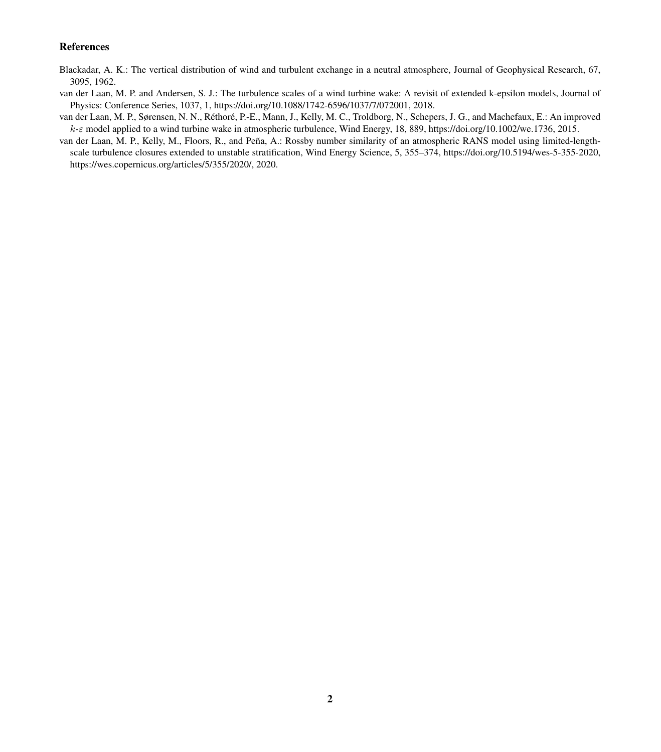## References

Blackadar, A. K.: The vertical distribution of wind and turbulent exchange in a neutral atmosphere, Journal of Geophysical Research, 67, 3095, 1962.

van der Laan, M. P. and Andersen, S. J.: The turbulence scales of a wind turbine wake: A revisit of extended k-epsilon models, Journal of Physics: Conference Series, 1037, 1, https://doi.org/10.1088/1742-6596/1037/7/072001, 2018.

van der Laan, M. P., Sørensen, N. N., Réthoré, P.-E., Mann, J., Kelly, M. C., Troldborg, N., Schepers, J. G., and Machefaux, E.: An improved $k$-$\varepsilon$ model applied to a wind turbine wake in atmospheric turbulence, Wind Energy, 18, 889, https://doi.org/10.1002/we.1736, 2015.

van der Laan, M. P., Kelly, M., Floors, R., and Peña, A.: Rossby number similarity of an atmospheric RANS model using limited-length-scale turbulence closures extended to unstable stratification, Wind Energy Science, 5, 355–374, https://doi.org/10.5194/wes-5-355-2020, https://wes.copernicus.org/articles/5/355/2020/, 2020.